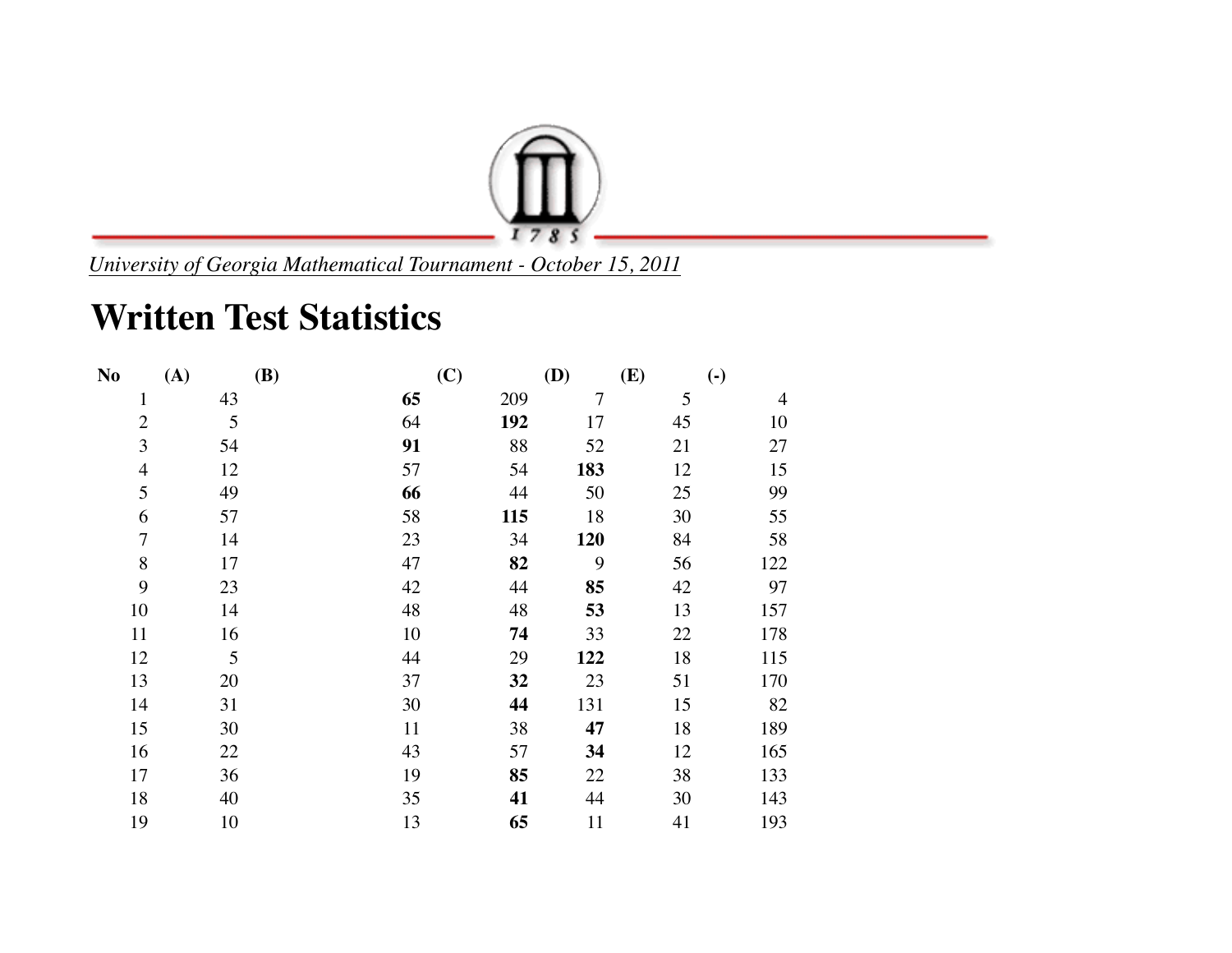*University of Georgia Mathematical Tournament - October 15, 2011*

# Written Test Statistics

| No | (A) | (B) | (C) | (D) | (E) | (-) |
|---|---|---|---|---|---|---|
| 1 | 43 | **65** | 209 | 7 | 5 | 4 |
| 2 | 5 | 64 | **192** | 17 | 45 | 10 |
| 3 | 54 | **91** | 88 | 52 | 21 | 27 |
| 4 | 12 | 57 | 54 | **183** | 12 | 15 |
| 5 | 49 | **66** | 44 | 50 | 25 | 99 |
| 6 | 57 | 58 | **115** | 18 | 30 | 55 |
| 7 | 14 | 23 | 34 | **120** | 84 | 58 |
| 8 | 17 | 47 | **82** | 9 | 56 | 122 |
| 9 | 23 | 42 | 44 | **85** | 42 | 97 |
| 10 | 14 | 48 | 48 | **53** | 13 | 157 |
| 11 | 16 | 10 | **74** | 33 | 22 | 178 |
| 12 | 5 | 44 | 29 | **122** | 18 | 115 |
| 13 | 20 | 37 | **32** | 23 | 51 | 170 |
| 14 | 31 | 30 | **44** | 131 | 15 | 82 |
| 15 | 30 | 11 | 38 | **47** | 18 | 189 |
| 16 | 22 | 43 | 57 | **34** | 12 | 165 |
| 17 | 36 | 19 | **85** | 22 | 38 | 133 |
| 18 | 40 | 35 | **41** | 44 | 30 | 143 |
| 19 | 10 | 13 | **65** | 11 | 41 | 193 |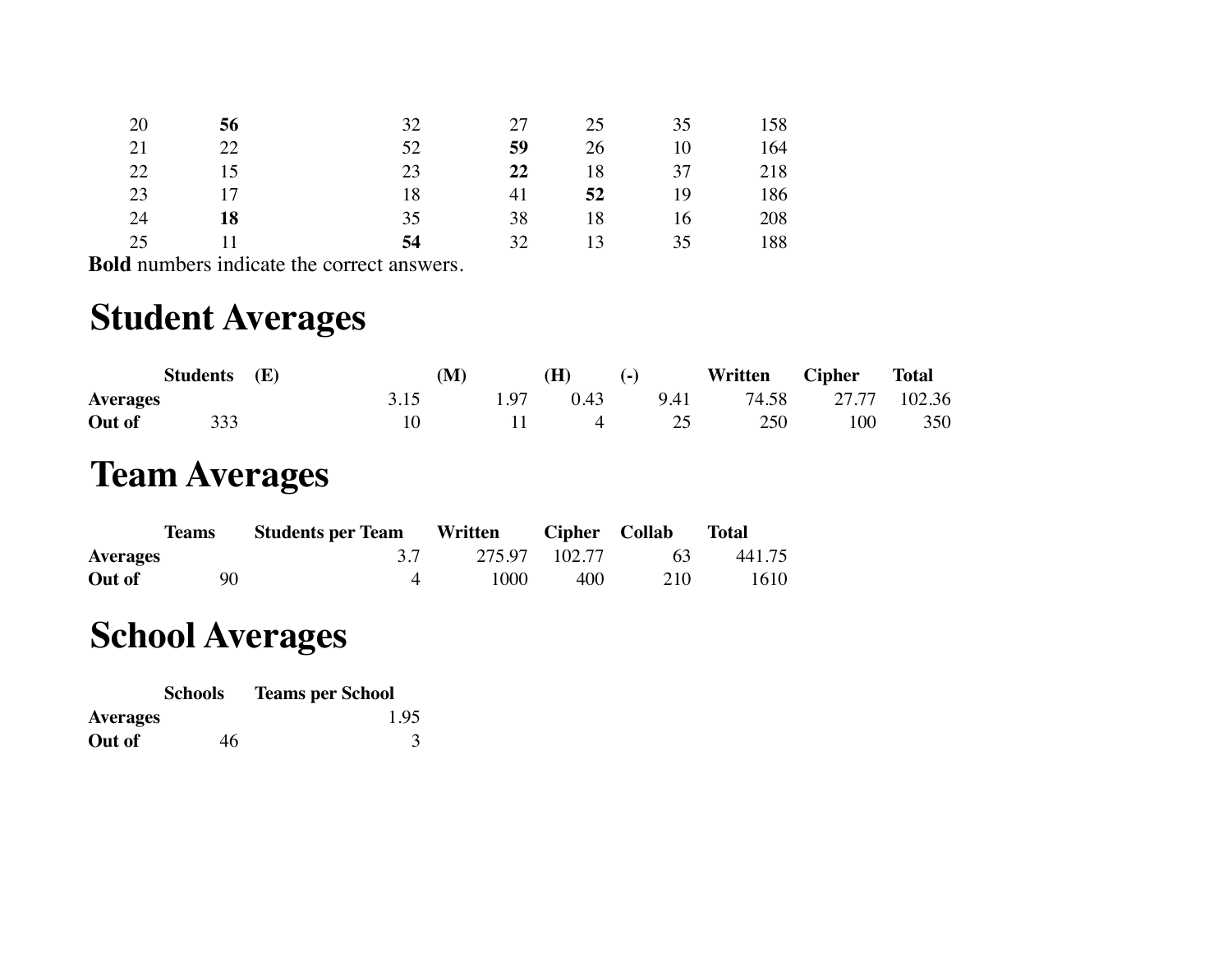| | | | | | | |
|---|---|---|---|---|---|---|
| 20 | **56** | 32 | 27 | 25 | 35 | 158 |
| 21 | 22 | 52 | **59** | 26 | 10 | 164 |
| 22 | 15 | 23 | **22** | 18 | 37 | 218 |
| 23 | 17 | 18 | 41 | **52** | 19 | 186 |
| 24 | **18** | 35 | 38 | 18 | 16 | 208 |
| 25 | 11 | **54** | 32 | 13 | 35 | 188 |

**Bold** numbers indicate the correct answers.

# Student Averages

| | Students | (E) | (M) | (H) | (-) | Written | Cipher | Total |
|---|---|---|---|---|---|---|---|---|
| **Averages** | | 3.15 | 1.97 | 0.43 | 9.41 | 74.58 | 27.77 | 102.36 |
| **Out of** | 333 | 10 | 11 | 4 | 25 | 250 | 100 | 350 |

# Team Averages

| | Teams | Students per Team | Written | Cipher | Collab | Total |
|---|---|---|---|---|---|---|
| **Averages** | | 3.7 | 275.97 | 102.77 | 63 | 441.75 |
| **Out of** | 90 | 4 | 1000 | 400 | 210 | 1610 |

# School Averages

| | Schools | Teams per School |
|---|---|---|
| **Averages** | | 1.95 |
| **Out of** | 46 | 3 |